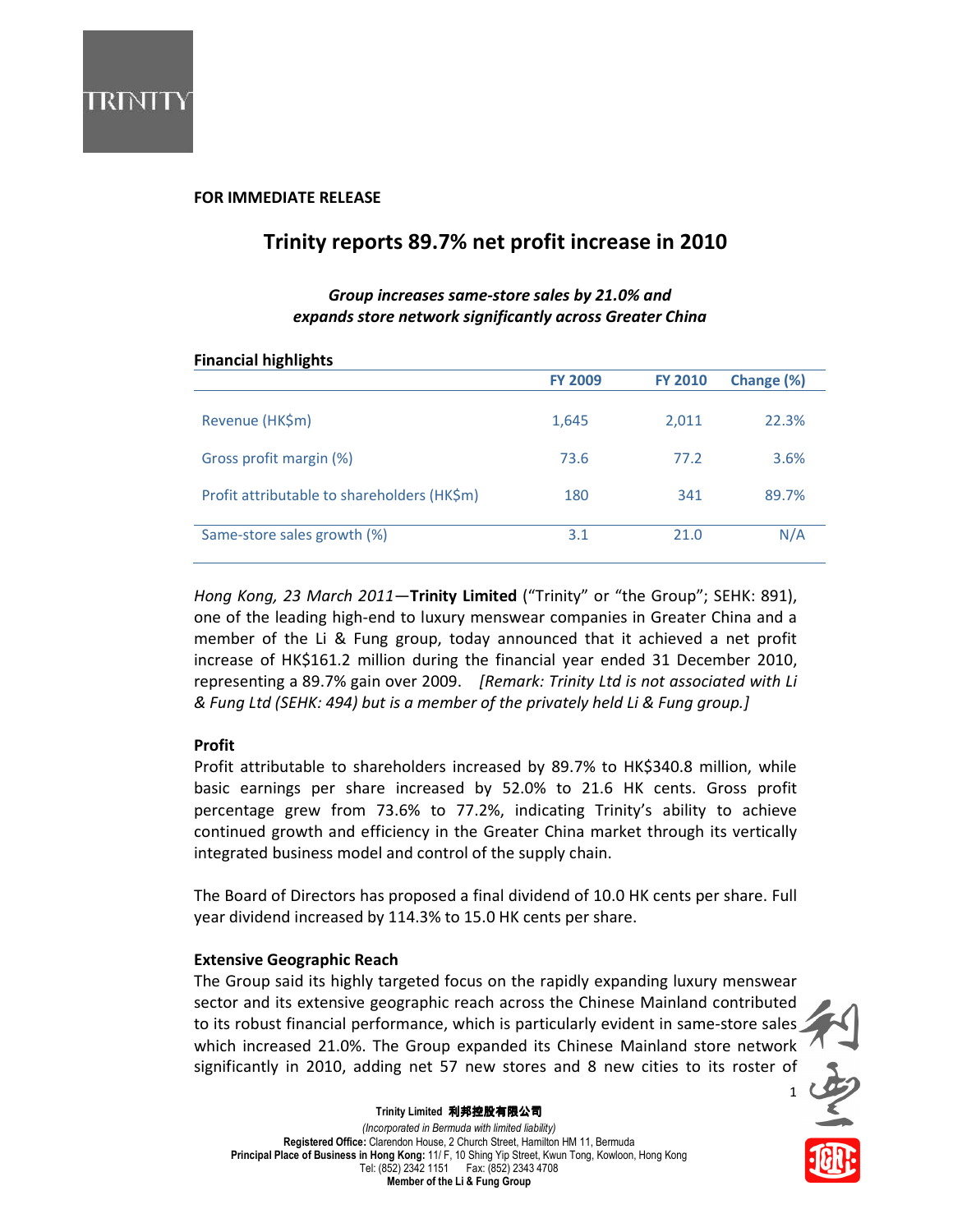**FOR IMMEDIATE RELEASE**

# Trinity reports 89.7% net profit increase in 2010

***Group increases same-store sales by 21.0% and expands store network significantly across Greater China***

**Financial highlights**

| | FY 2009 | FY 2010 | Change (%) |
|---|---|---|---|
| Revenue (HK$m) | 1,645 | 2,011 | 22.3% |
| Gross profit margin (%) | 73.6 | 77.2 | 3.6% |
| Profit attributable to shareholders (HK$m) | 180 | 341 | 89.7% |
| Same-store sales growth (%) | 3.1 | 21.0 | N/A |

*Hong Kong, 23 March 2011*—**Trinity Limited** ("Trinity" or "the Group"; SEHK: 891), one of the leading high-end to luxury menswear companies in Greater China and a member of the Li & Fung group, today announced that it achieved a net profit increase of HK$161.2 million during the financial year ended 31 December 2010, representing a 89.7% gain over 2009. *[Remark: Trinity Ltd is not associated with Li & Fung Ltd (SEHK: 494) but is a member of the privately held Li & Fung group.]*

**Profit**

Profit attributable to shareholders increased by 89.7% to HK$340.8 million, while basic earnings per share increased by 52.0% to 21.6 HK cents. Gross profit percentage grew from 73.6% to 77.2%, indicating Trinity's ability to achieve continued growth and efficiency in the Greater China market through its vertically integrated business model and control of the supply chain.

The Board of Directors has proposed a final dividend of 10.0 HK cents per share. Full year dividend increased by 114.3% to 15.0 HK cents per share.

**Extensive Geographic Reach**

The Group said its highly targeted focus on the rapidly expanding luxury menswear sector and its extensive geographic reach across the Chinese Mainland contributed to its robust financial performance, which is particularly evident in same-store sales which increased 21.0%. The Group expanded its Chinese Mainland store network significantly in 2010, adding net 57 new stores and 8 new cities to its roster of

Trinity Limited 利邦控股有限公司
*(Incorporated in Bermuda with limited liability)*
**Registered Office:** Clarendon House, 2 Church Street, Hamilton HM 11, Bermuda
**Principal Place of Business in Hong Kong:** 11/ F, 10 Shing Yip Street, Kwun Tong, Kowloon, Hong Kong
Tel: (852) 2342 1151 Fax: (852) 2343 4708
**Member of the Li & Fung Group**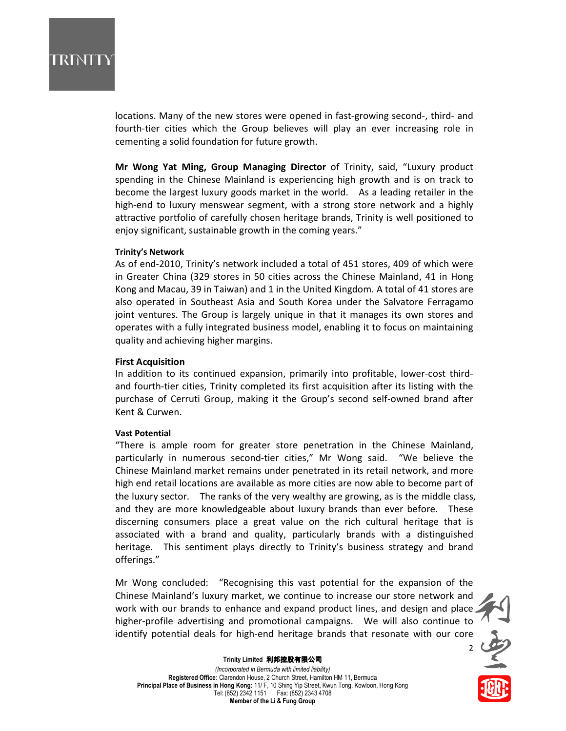locations. Many of the new stores were opened in fast-growing second-, third- and fourth-tier cities which the Group believes will play an ever increasing role in cementing a solid foundation for future growth.

**Mr Wong Yat Ming, Group Managing Director** of Trinity, said, "Luxury product spending in the Chinese Mainland is experiencing high growth and is on track to become the largest luxury goods market in the world. As a leading retailer in the high-end to luxury menswear segment, with a strong store network and a highly attractive portfolio of carefully chosen heritage brands, Trinity is well positioned to enjoy significant, sustainable growth in the coming years."

**Trinity's Network**

As of end-2010, Trinity's network included a total of 451 stores, 409 of which were in Greater China (329 stores in 50 cities across the Chinese Mainland, 41 in Hong Kong and Macau, 39 in Taiwan) and 1 in the United Kingdom. A total of 41 stores are also operated in Southeast Asia and South Korea under the Salvatore Ferragamo joint ventures. The Group is largely unique in that it manages its own stores and operates with a fully integrated business model, enabling it to focus on maintaining quality and achieving higher margins.

**First Acquisition**

In addition to its continued expansion, primarily into profitable, lower-cost third- and fourth-tier cities, Trinity completed its first acquisition after its listing with the purchase of Cerruti Group, making it the Group's second self-owned brand after Kent & Curwen.

**Vast Potential**

"There is ample room for greater store penetration in the Chinese Mainland, particularly in numerous second-tier cities," Mr Wong said. "We believe the Chinese Mainland market remains under penetrated in its retail network, and more high end retail locations are available as more cities are now able to become part of the luxury sector. The ranks of the very wealthy are growing, as is the middle class, and they are more knowledgeable about luxury brands than ever before. These discerning consumers place a great value on the rich cultural heritage that is associated with a brand and quality, particularly brands with a distinguished heritage. This sentiment plays directly to Trinity's business strategy and brand offerings."

Mr Wong concluded: "Recognising this vast potential for the expansion of the Chinese Mainland's luxury market, we continue to increase our store network and work with our brands to enhance and expand product lines, and design and place higher-profile advertising and promotional campaigns. We will also continue to identify potential deals for high-end heritage brands that resonate with our core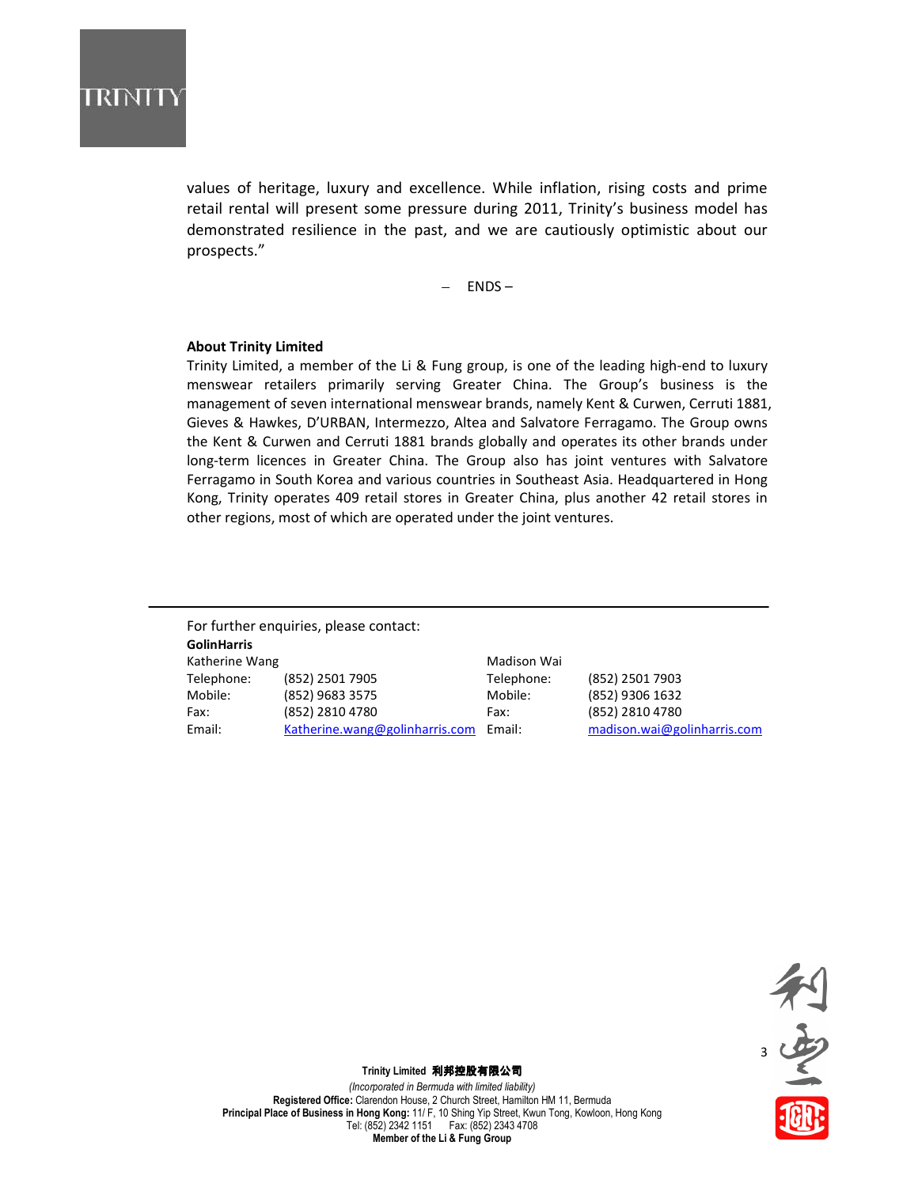values of heritage, luxury and excellence. While inflation, rising costs and prime retail rental will present some pressure during 2011, Trinity's business model has demonstrated resilience in the past, and we are cautiously optimistic about our prospects."

– ENDS –

**About Trinity Limited**

Trinity Limited, a member of the Li & Fung group, is one of the leading high-end to luxury menswear retailers primarily serving Greater China. The Group's business is the management of seven international menswear brands, namely Kent & Curwen, Cerruti 1881, Gieves & Hawkes, D'URBAN, Intermezzo, Altea and Salvatore Ferragamo. The Group owns the Kent & Curwen and Cerruti 1881 brands globally and operates its other brands under long-term licences in Greater China. The Group also has joint ventures with Salvatore Ferragamo in South Korea and various countries in Southeast Asia. Headquartered in Hong Kong, Trinity operates 409 retail stores in Greater China, plus another 42 retail stores in other regions, most of which are operated under the joint ventures.

---

For further enquiries, please contact:

**GolinHarris**

| | | | |
|---|---|---|---|
| Katherine Wang | | Madison Wai | |
| Telephone: | (852) 2501 7905 | Telephone: | (852) 2501 7903 |
| Mobile: | (852) 9683 3575 | Mobile: | (852) 9306 1632 |
| Fax: | (852) 2810 4780 | Fax: | (852) 2810 4780 |
| Email: | Katherine.wang@golinharris.com | Email: | madison.wai@golinharris.com |

**Trinity Limited 利邦控股有限公司**

*(Incorporated in Bermuda with limited liability)*

**Registered Office:** Clarendon House, 2 Church Street, Hamilton HM 11, Bermuda
**Principal Place of Business in Hong Kong:** 11/ F, 10 Shing Yip Street, Kwun Tong, Kowloon, Hong Kong
Tel: (852) 2342 1151 Fax: (852) 2343 4708
**Member of the Li & Fung Group**